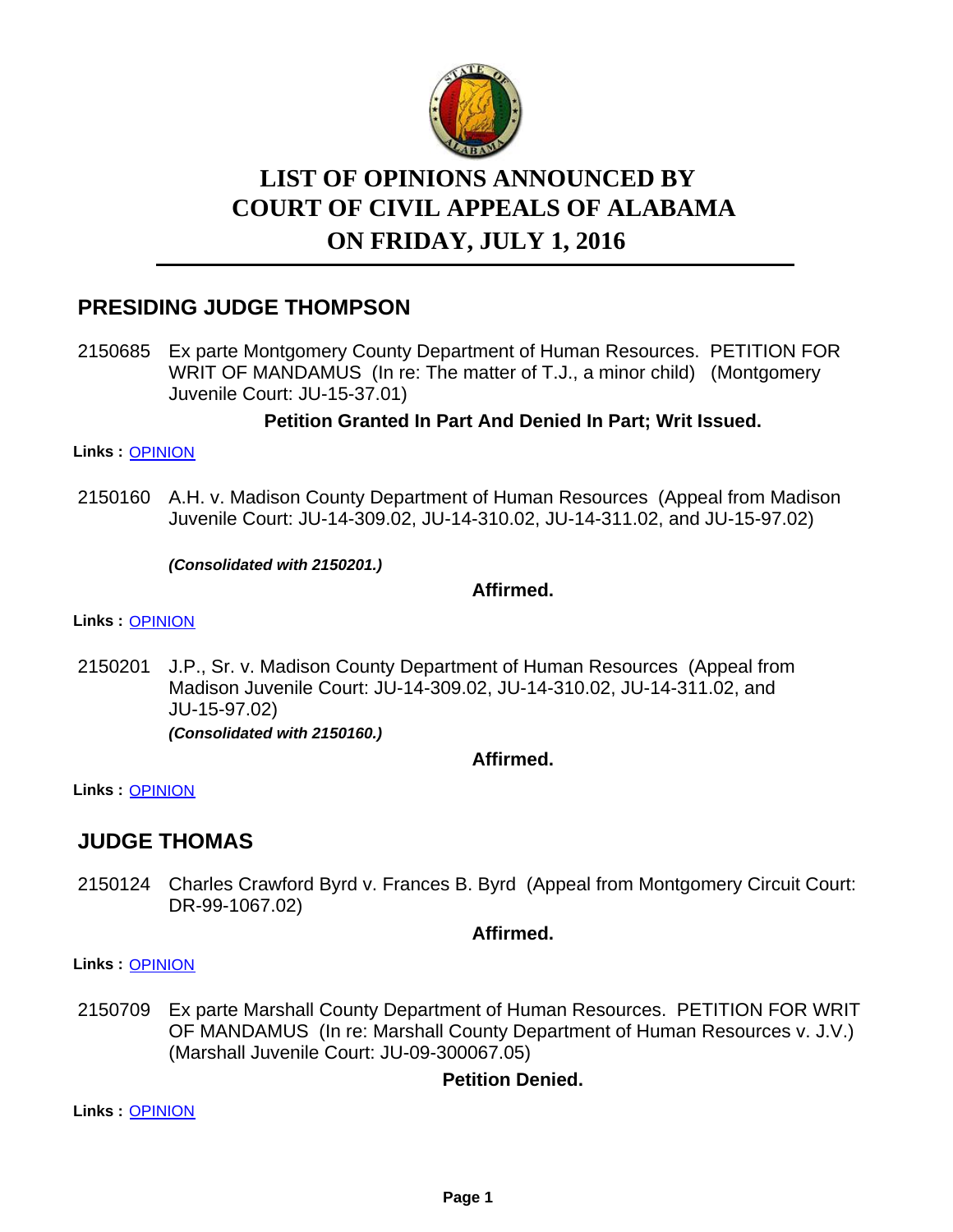# LIST OF OPINIONS ANNOUNCED BY COURT OF CIVIL APPEALS OF ALABAMA ON FRIDAY, JULY 1, 2016

## PRESIDING JUDGE THOMPSON

2150685 Ex parte Montgomery County Department of Human Resources. PETITION FOR WRIT OF MANDAMUS (In re: The matter of T.J., a minor child) (Montgomery Juvenile Court: JU-15-37.01)

**Petition Granted In Part And Denied In Part; Writ Issued.**

**Links :** OPINION

2150160 A.H. v. Madison County Department of Human Resources (Appeal from Madison Juvenile Court: JU-14-309.02, JU-14-310.02, JU-14-311.02, and JU-15-97.02)

***(Consolidated with 2150201.)***

**Affirmed.**

**Links :** OPINION

2150201 J.P., Sr. v. Madison County Department of Human Resources (Appeal from Madison Juvenile Court: JU-14-309.02, JU-14-310.02, JU-14-311.02, and JU-15-97.02)

***(Consolidated with 2150160.)***

**Affirmed.**

**Links :** OPINION

## JUDGE THOMAS

2150124 Charles Crawford Byrd v. Frances B. Byrd (Appeal from Montgomery Circuit Court: DR-99-1067.02)

**Affirmed.**

**Links :** OPINION

2150709 Ex parte Marshall County Department of Human Resources. PETITION FOR WRIT OF MANDAMUS (In re: Marshall County Department of Human Resources v. J.V.) (Marshall Juvenile Court: JU-09-300067.05)

**Petition Denied.**

**Links :** OPINION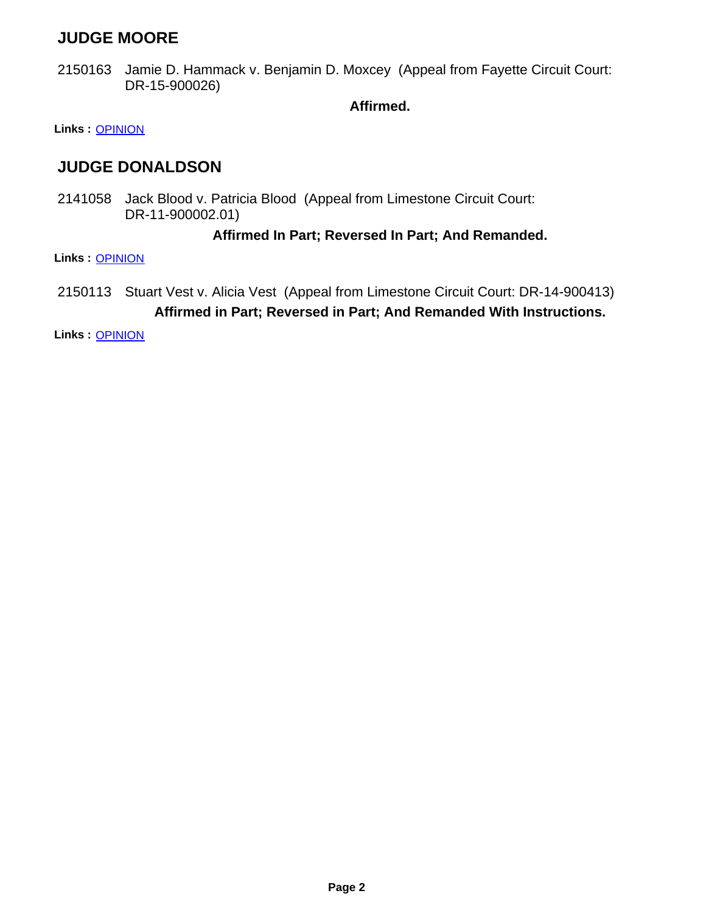## JUDGE MOORE

2150163 Jamie D. Hammack v. Benjamin D. Moxcey (Appeal from Fayette Circuit Court: DR-15-900026)

**Affirmed.**

**Links :** OPINION

## JUDGE DONALDSON

2141058 Jack Blood v. Patricia Blood (Appeal from Limestone Circuit Court: DR-11-900002.01)

**Affirmed In Part; Reversed In Part; And Remanded.**

**Links :** OPINION

2150113 Stuart Vest v. Alicia Vest (Appeal from Limestone Circuit Court: DR-14-900413)

**Affirmed in Part; Reversed in Part; And Remanded With Instructions.**

**Links :** OPINION